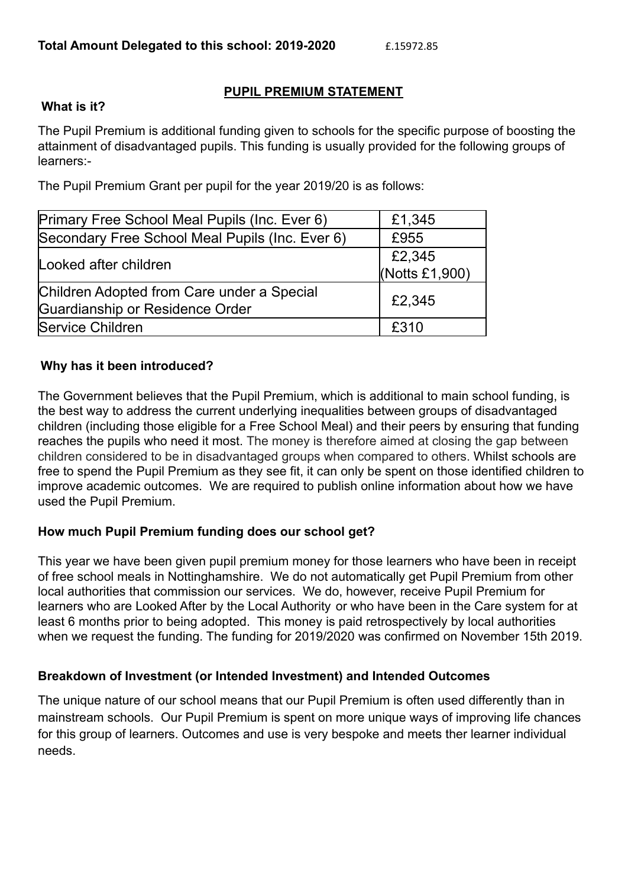**Total Amount Delegated to this school: 2019-2020** £.15972.85

## PUPIL PREMIUM STATEMENT

**What is it?**

The Pupil Premium is additional funding given to schools for the specific purpose of boosting the attainment of disadvantaged pupils. This funding is usually provided for the following groups of learners:-

The Pupil Premium Grant per pupil for the year 2019/20 is as follows:

| | |
|---|---|
| Primary Free School Meal Pupils (Inc. Ever 6) | £1,345 |
| Secondary Free School Meal Pupils (Inc. Ever 6) | £955 |
| Looked after children | £2,345 (Notts £1,900) |
| Children Adopted from Care under a Special Guardianship or Residence Order | £2,345 |
| Service Children | £310 |

**Why has it been introduced?**

The Government believes that the Pupil Premium, which is additional to main school funding, is the best way to address the current underlying inequalities between groups of disadvantaged children (including those eligible for a Free School Meal) and their peers by ensuring that funding reaches the pupils who need it most. The money is therefore aimed at closing the gap between children considered to be in disadvantaged groups when compared to others. Whilst schools are free to spend the Pupil Premium as they see fit, it can only be spent on those identified children to improve academic outcomes. We are required to publish online information about how we have used the Pupil Premium.

**How much Pupil Premium funding does our school get?**

This year we have been given pupil premium money for those learners who have been in receipt of free school meals in Nottinghamshire. We do not automatically get Pupil Premium from other local authorities that commission our services. We do, however, receive Pupil Premium for learners who are Looked After by the Local Authority or who have been in the Care system for at least 6 months prior to being adopted. This money is paid retrospectively by local authorities when we request the funding. The funding for 2019/2020 was confirmed on November 15th 2019.

**Breakdown of Investment (or Intended Investment) and Intended Outcomes**

The unique nature of our school means that our Pupil Premium is often used differently than in mainstream schools. Our Pupil Premium is spent on more unique ways of improving life chances for this group of learners. Outcomes and use is very bespoke and meets ther learner individual needs.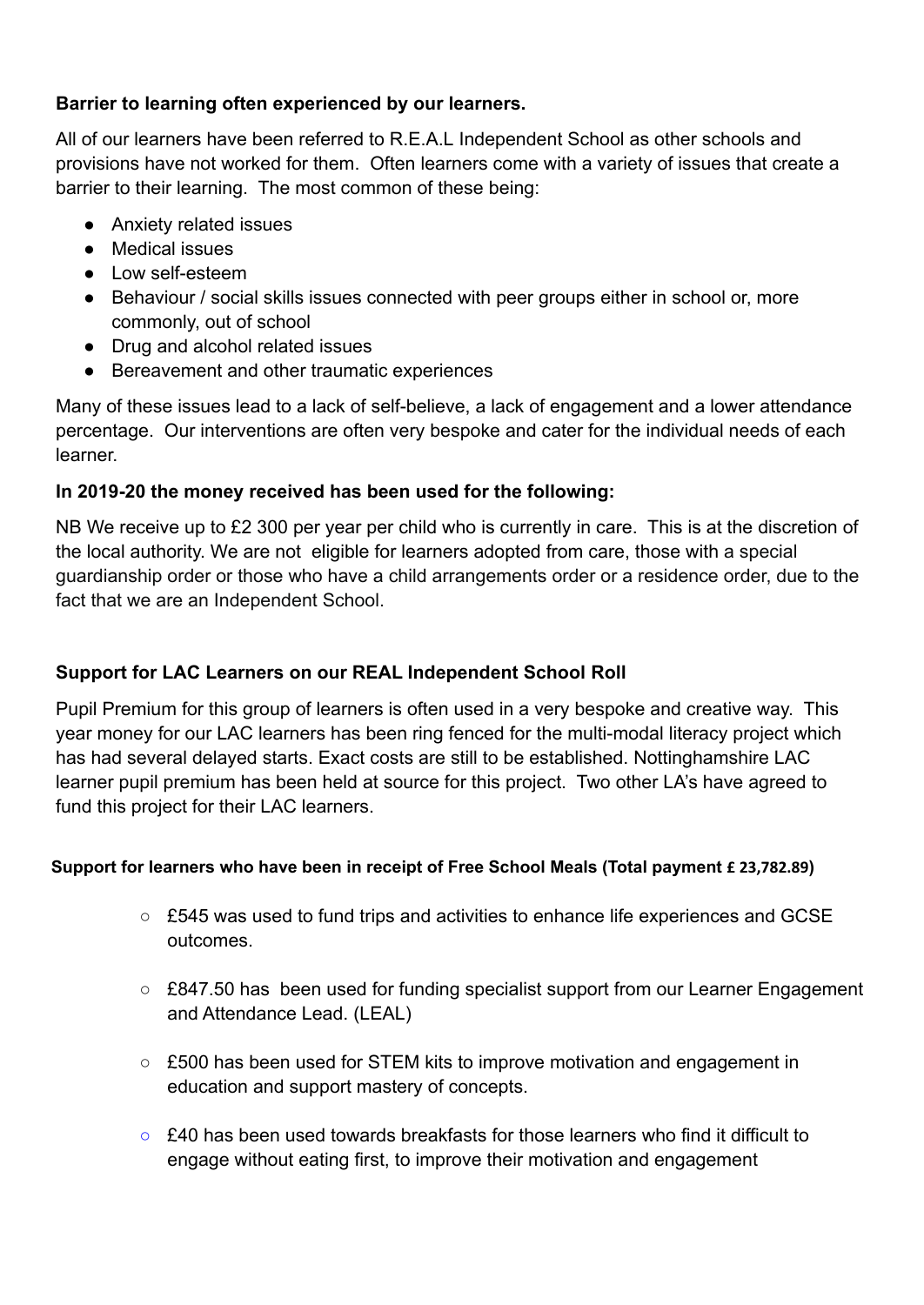**Barrier to learning often experienced by our learners.**

All of our learners have been referred to R.E.A.L Independent School as other schools and provisions have not worked for them. Often learners come with a variety of issues that create a barrier to their learning. The most common of these being:

- Anxiety related issues
- Medical issues
- Low self-esteem
- Behaviour / social skills issues connected with peer groups either in school or, more commonly, out of school
- Drug and alcohol related issues
- Bereavement and other traumatic experiences

Many of these issues lead to a lack of self-believe, a lack of engagement and a lower attendance percentage. Our interventions are often very bespoke and cater for the individual needs of each learner.

**In 2019-20 the money received has been used for the following:**

NB We receive up to £2 300 per year per child who is currently in care. This is at the discretion of the local authority. We are not eligible for learners adopted from care, those with a special guardianship order or those who have a child arrangements order or a residence order, due to the fact that we are an Independent School.

**Support for LAC Learners on our REAL Independent School Roll**

Pupil Premium for this group of learners is often used in a very bespoke and creative way. This year money for our LAC learners has been ring fenced for the multi-modal literacy project which has had several delayed starts. Exact costs are still to be established. Nottinghamshire LAC learner pupil premium has been held at source for this project. Two other LA's have agreed to fund this project for their LAC learners.

**Support for learners who have been in receipt of Free School Meals (Total payment £ 23,782.89)**

- £545 was used to fund trips and activities to enhance life experiences and GCSE outcomes.
- £847.50 has been used for funding specialist support from our Learner Engagement and Attendance Lead. (LEAL)
- £500 has been used for STEM kits to improve motivation and engagement in education and support mastery of concepts.
- £40 has been used towards breakfasts for those learners who find it difficult to engage without eating first, to improve their motivation and engagement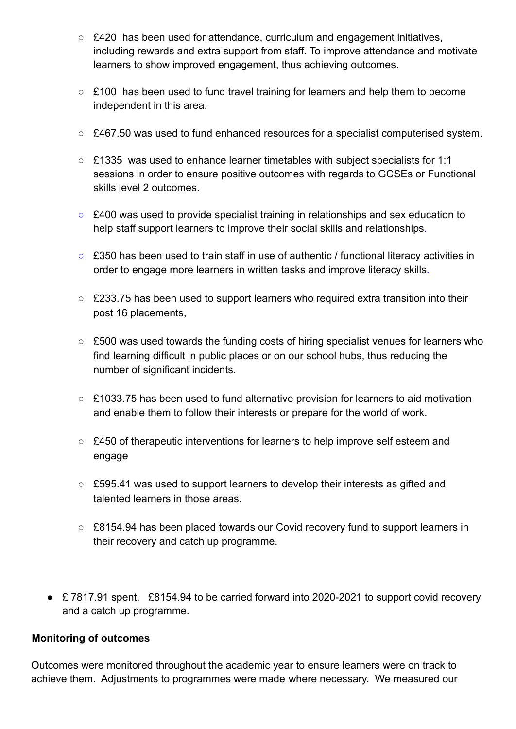- £420  has been used for attendance, curriculum and engagement initiatives, including rewards and extra support from staff. To improve attendance and motivate learners to show improved engagement, thus achieving outcomes.

  - £100  has been used to fund travel training for learners and help them to become independent in this area.

  - £467.50 was used to fund enhanced resources for a specialist computerised system.

  - £1335  was used to enhance learner timetables with subject specialists for 1:1 sessions in order to ensure positive outcomes with regards to GCSEs or Functional skills level 2 outcomes.

  - £400 was used to provide specialist training in relationships and sex education to help staff support learners to improve their social skills and relationships.

  - £350 has been used to train staff in use of authentic / functional literacy activities in order to engage more learners in written tasks and improve literacy skills.

  - £233.75 has been used to support learners who required extra transition into their post 16 placements,

  - £500 was used towards the funding costs of hiring specialist venues for learners who find learning difficult in public places or on our school hubs, thus reducing the number of significant incidents.

  - £1033.75 has been used to fund alternative provision for learners to aid motivation and enable them to follow their interests or prepare for the world of work.

  - £450 of therapeutic interventions for learners to help improve self esteem and engage

  - £595.41 was used to support learners to develop their interests as gifted and talented learners in those areas.

  - £8154.94 has been placed towards our Covid recovery fund to support learners in their recovery and catch up programme.

- £ 7817.91 spent.   £8154.94 to be carried forward into 2020-2021 to support covid recovery and a catch up programme.

**Monitoring of outcomes**

Outcomes were monitored throughout the academic year to ensure learners were on track to achieve them.  Adjustments to programmes were made where necessary.  We measured our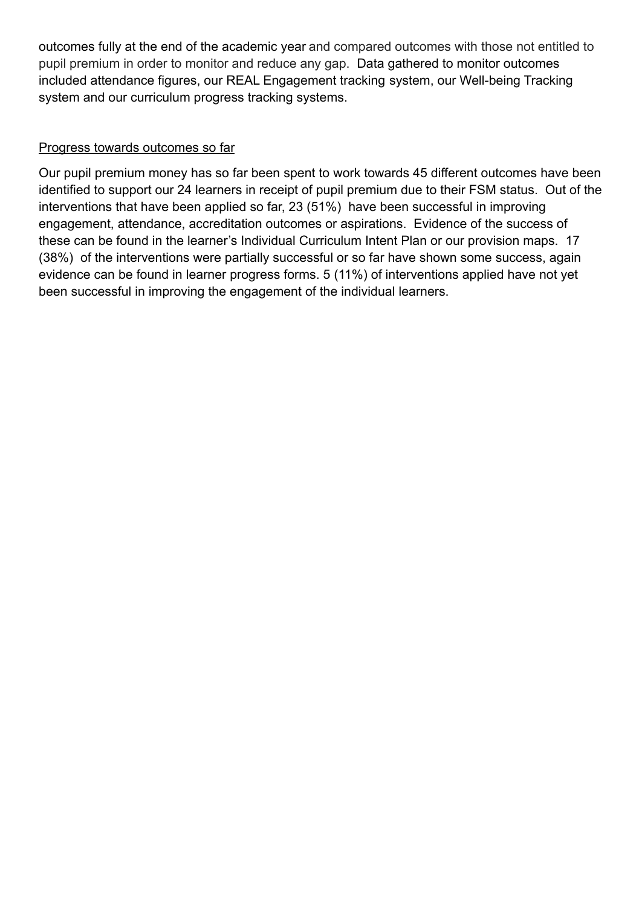outcomes fully at the end of the academic year and compared outcomes with those not entitled to pupil premium in order to monitor and reduce any gap. Data gathered to monitor outcomes included attendance figures, our REAL Engagement tracking system, our Well-being Tracking system and our curriculum progress tracking systems.

## Progress towards outcomes so far

Our pupil premium money has so far been spent to work towards 45 different outcomes have been identified to support our 24 learners in receipt of pupil premium due to their FSM status. Out of the interventions that have been applied so far, 23 (51%) have been successful in improving engagement, attendance, accreditation outcomes or aspirations. Evidence of the success of these can be found in the learner's Individual Curriculum Intent Plan or our provision maps. 17 (38%) of the interventions were partially successful or so far have shown some success, again evidence can be found in learner progress forms. 5 (11%) of interventions applied have not yet been successful in improving the engagement of the individual learners.